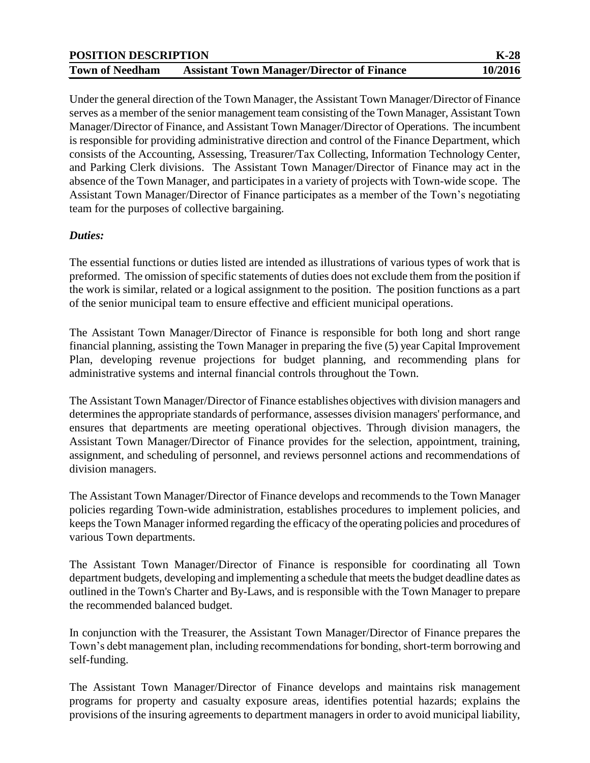| POSITION DESCRIPTION | | K-28 |
| --- | --- | --- |
| **Town of Needham** | **Assistant Town Manager/Director of Finance** | **10/2016** |

Under the general direction of the Town Manager, the Assistant Town Manager/Director of Finance serves as a member of the senior management team consisting of the Town Manager, Assistant Town Manager/Director of Finance, and Assistant Town Manager/Director of Operations. The incumbent is responsible for providing administrative direction and control of the Finance Department, which consists of the Accounting, Assessing, Treasurer/Tax Collecting, Information Technology Center, and Parking Clerk divisions. The Assistant Town Manager/Director of Finance may act in the absence of the Town Manager, and participates in a variety of projects with Town-wide scope. The Assistant Town Manager/Director of Finance participates as a member of the Town's negotiating team for the purposes of collective bargaining.

***Duties:***

The essential functions or duties listed are intended as illustrations of various types of work that is preformed. The omission of specific statements of duties does not exclude them from the position if the work is similar, related or a logical assignment to the position. The position functions as a part of the senior municipal team to ensure effective and efficient municipal operations.

The Assistant Town Manager/Director of Finance is responsible for both long and short range financial planning, assisting the Town Manager in preparing the five (5) year Capital Improvement Plan, developing revenue projections for budget planning, and recommending plans for administrative systems and internal financial controls throughout the Town.

The Assistant Town Manager/Director of Finance establishes objectives with division managers and determines the appropriate standards of performance, assesses division managers' performance, and ensures that departments are meeting operational objectives. Through division managers, the Assistant Town Manager/Director of Finance provides for the selection, appointment, training, assignment, and scheduling of personnel, and reviews personnel actions and recommendations of division managers.

The Assistant Town Manager/Director of Finance develops and recommends to the Town Manager policies regarding Town-wide administration, establishes procedures to implement policies, and keeps the Town Manager informed regarding the efficacy of the operating policies and procedures of various Town departments.

The Assistant Town Manager/Director of Finance is responsible for coordinating all Town department budgets, developing and implementing a schedule that meets the budget deadline dates as outlined in the Town's Charter and By-Laws, and is responsible with the Town Manager to prepare the recommended balanced budget.

In conjunction with the Treasurer, the Assistant Town Manager/Director of Finance prepares the Town's debt management plan, including recommendations for bonding, short-term borrowing and self-funding.

The Assistant Town Manager/Director of Finance develops and maintains risk management programs for property and casualty exposure areas, identifies potential hazards; explains the provisions of the insuring agreements to department managers in order to avoid municipal liability,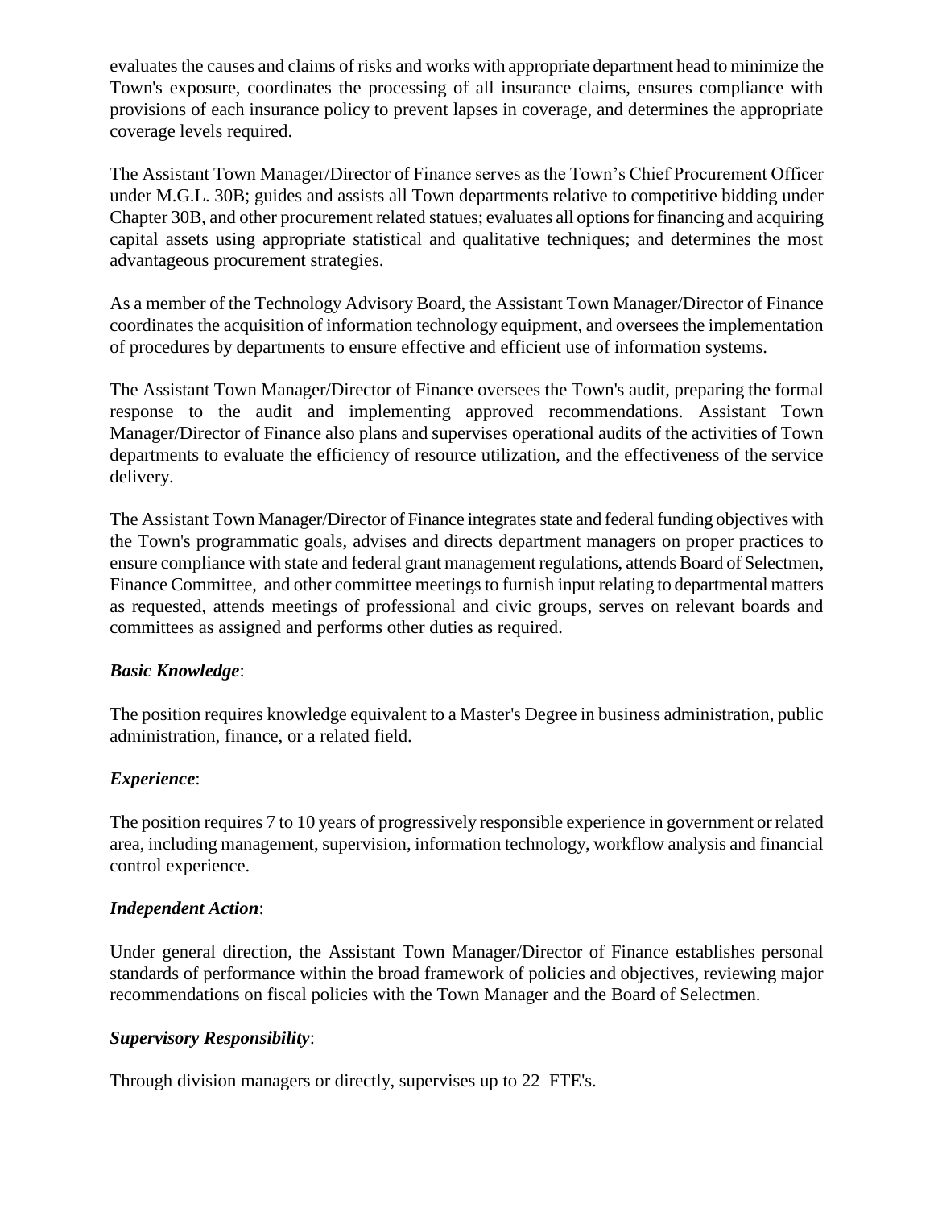evaluates the causes and claims of risks and works with appropriate department head to minimize the Town's exposure, coordinates the processing of all insurance claims, ensures compliance with provisions of each insurance policy to prevent lapses in coverage, and determines the appropriate coverage levels required.

The Assistant Town Manager/Director of Finance serves as the Town's Chief Procurement Officer under M.G.L. 30B; guides and assists all Town departments relative to competitive bidding under Chapter 30B, and other procurement related statues; evaluates all options for financing and acquiring capital assets using appropriate statistical and qualitative techniques; and determines the most advantageous procurement strategies.

As a member of the Technology Advisory Board, the Assistant Town Manager/Director of Finance coordinates the acquisition of information technology equipment, and oversees the implementation of procedures by departments to ensure effective and efficient use of information systems.

The Assistant Town Manager/Director of Finance oversees the Town's audit, preparing the formal response to the audit and implementing approved recommendations. Assistant Town Manager/Director of Finance also plans and supervises operational audits of the activities of Town departments to evaluate the efficiency of resource utilization, and the effectiveness of the service delivery.

The Assistant Town Manager/Director of Finance integrates state and federal funding objectives with the Town's programmatic goals, advises and directs department managers on proper practices to ensure compliance with state and federal grant management regulations, attends Board of Selectmen, Finance Committee, and other committee meetings to furnish input relating to departmental matters as requested, attends meetings of professional and civic groups, serves on relevant boards and committees as assigned and performs other duties as required.

***Basic Knowledge***:

The position requires knowledge equivalent to a Master's Degree in business administration, public administration, finance, or a related field.

***Experience***:

The position requires 7 to 10 years of progressively responsible experience in government or related area, including management, supervision, information technology, workflow analysis and financial control experience.

***Independent Action***:

Under general direction, the Assistant Town Manager/Director of Finance establishes personal standards of performance within the broad framework of policies and objectives, reviewing major recommendations on fiscal policies with the Town Manager and the Board of Selectmen.

***Supervisory Responsibility***:

Through division managers or directly, supervises up to 22 FTE's.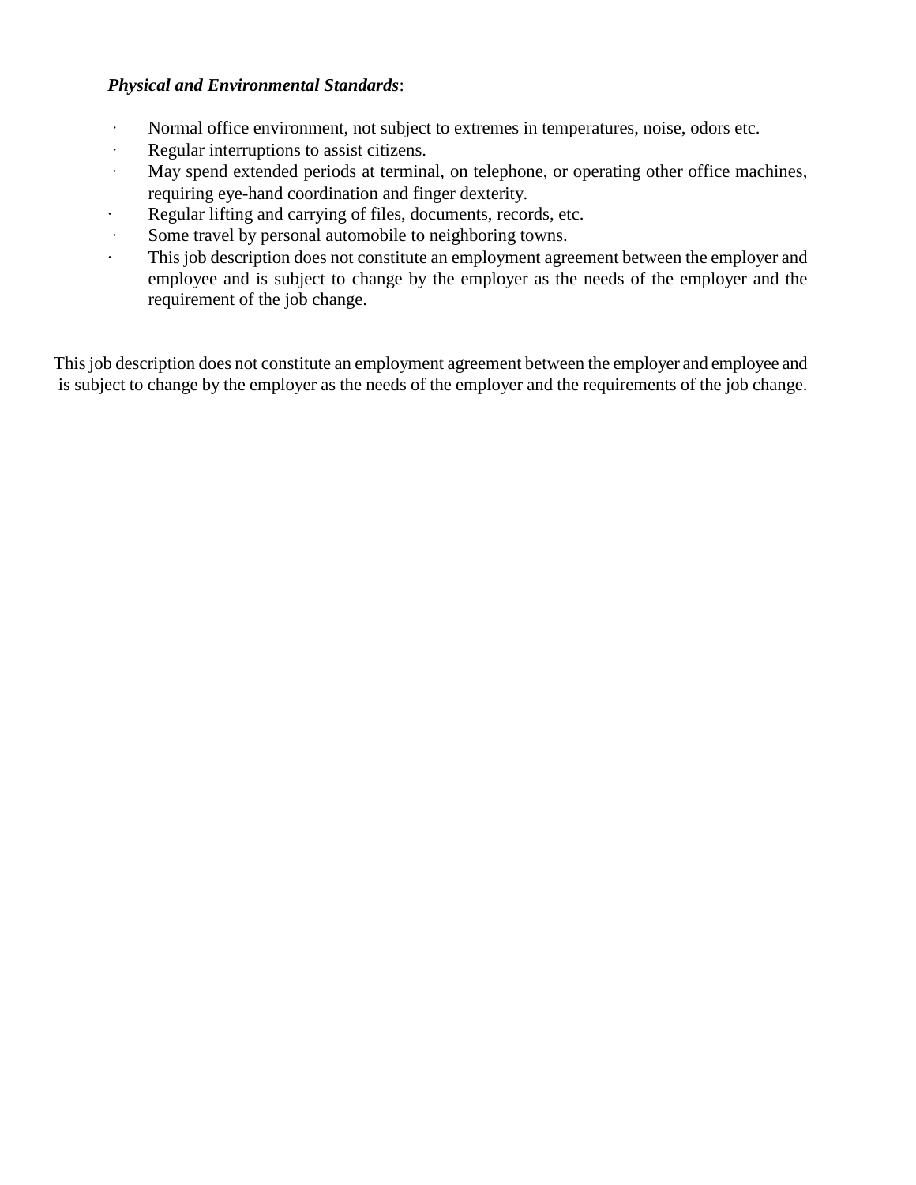***Physical and Environmental Standards***:

- Normal office environment, not subject to extremes in temperatures, noise, odors etc.
- Regular interruptions to assist citizens.
- May spend extended periods at terminal, on telephone, or operating other office machines, requiring eye-hand coordination and finger dexterity.
- Regular lifting and carrying of files, documents, records, etc.
- Some travel by personal automobile to neighboring towns.
- This job description does not constitute an employment agreement between the employer and employee and is subject to change by the employer as the needs of the employer and the requirement of the job change.

This job description does not constitute an employment agreement between the employer and employee and is subject to change by the employer as the needs of the employer and the requirements of the job change.